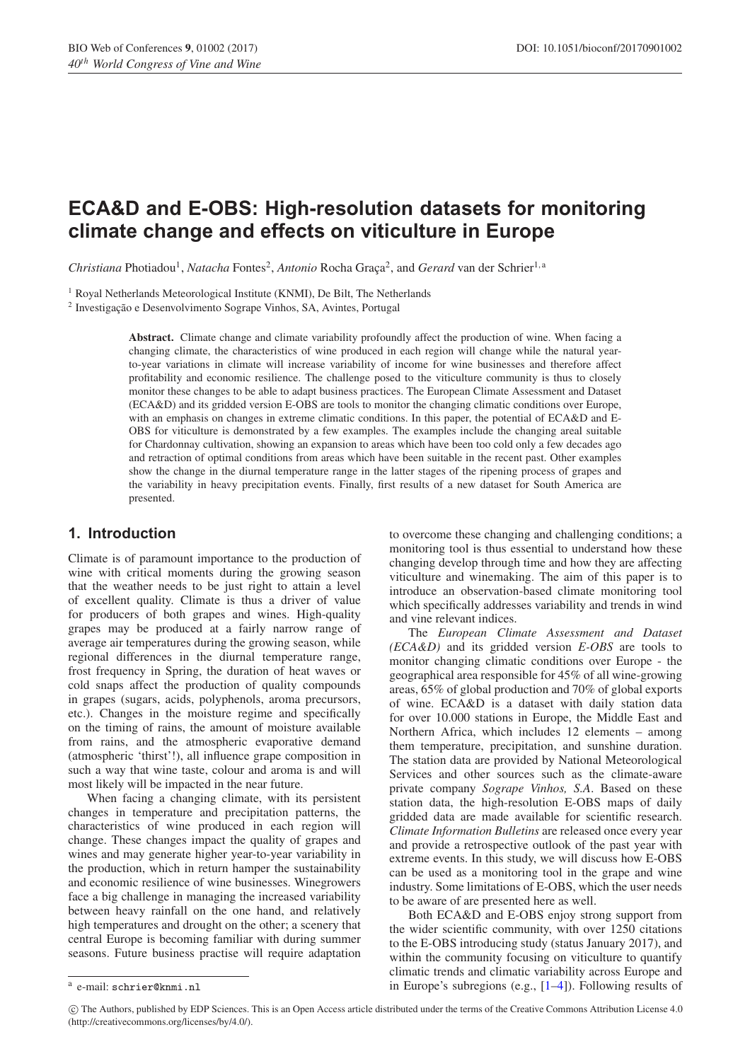# ECA&D and E-OBS: High-resolution datasets for monitoring climate change and effects on viticulture in Europe

*Christiana* Photiadou[1], *Natacha* Fontes[2], *Antonio* Rocha Graça[2], and *Gerard* van der Schrier[1,a]

[1] Royal Netherlands Meteorological Institute (KNMI), De Bilt, The Netherlands

[2] Investigação e Desenvolvimento Sogrape Vinhos, SA, Avintes, Portugal

**Abstract.** Climate change and climate variability profoundly affect the production of wine. When facing a changing climate, the characteristics of wine produced in each region will change while the natural year-to-year variations in climate will increase variability of income for wine businesses and therefore affect profitability and economic resilience. The challenge posed to the viticulture community is thus to closely monitor these changes to be able to adapt business practices. The European Climate Assessment and Dataset (ECA&D) and its gridded version E-OBS are tools to monitor the changing climatic conditions over Europe, with an emphasis on changes in extreme climatic conditions. In this paper, the potential of ECA&D and E-OBS for viticulture is demonstrated by a few examples. The examples include the changing areal suitable for Chardonnay cultivation, showing an expansion to areas which have been too cold only a few decades ago and retraction of optimal conditions from areas which have been suitable in the recent past. Other examples show the change in the diurnal temperature range in the latter stages of the ripening process of grapes and the variability in heavy precipitation events. Finally, first results of a new dataset for South America are presented.

## 1. Introduction

Climate is of paramount importance to the production of wine with critical moments during the growing season that the weather needs to be just right to attain a level of excellent quality. Climate is thus a driver of value for producers of both grapes and wines. High-quality grapes may be produced at a fairly narrow range of average air temperatures during the growing season, while regional differences in the diurnal temperature range, frost frequency in Spring, the duration of heat waves or cold snaps affect the production of quality compounds in grapes (sugars, acids, polyphenols, aroma precursors, etc.). Changes in the moisture regime and specifically on the timing of rains, the amount of moisture available from rains, and the atmospheric evaporative demand (atmospheric 'thirst'!), all influence grape composition in such a way that wine taste, colour and aroma is and will most likely will be impacted in the near future.

When facing a changing climate, with its persistent changes in temperature and precipitation patterns, the characteristics of wine produced in each region will change. These changes impact the quality of grapes and wines and may generate higher year-to-year variability in the production, which in return hamper the sustainability and economic resilience of wine businesses. Winegrowers face a big challenge in managing the increased variability between heavy rainfall on the one hand, and relatively high temperatures and drought on the other; a scenery that central Europe is becoming familiar with during summer seasons. Future business practise will require adaptation to overcome these changing and challenging conditions; a monitoring tool is thus essential to understand how these changing develop through time and how they are affecting viticulture and winemaking. The aim of this paper is to introduce an observation-based climate monitoring tool which specifically addresses variability and trends in wind and vine relevant indices.

The *European Climate Assessment and Dataset (ECA&D)* and its gridded version *E-OBS* are tools to monitor changing climatic conditions over Europe - the geographical area responsible for 45% of all wine-growing areas, 65% of global production and 70% of global exports of wine. ECA&D is a dataset with daily station data for over 10.000 stations in Europe, the Middle East and Northern Africa, which includes 12 elements – among them temperature, precipitation, and sunshine duration. The station data are provided by National Meteorological Services and other sources such as the climate-aware private company *Sogrape Vinhos, S.A.* Based on these station data, the high-resolution E-OBS maps of daily gridded data are made available for scientific research. *Climate Information Bulletins* are released once every year and provide a retrospective outlook of the past year with extreme events. In this study, we will discuss how E-OBS can be used as a monitoring tool in the grape and wine industry. Some limitations of E-OBS, which the user needs to be aware of are presented here as well.

Both ECA&D and E-OBS enjoy strong support from the wider scientific community, with over 1250 citations to the E-OBS introducing study (status January 2017), and within the community focusing on viticulture to quantify climatic trends and climatic variability across Europe and in Europe's subregions (e.g., [1–4]). Following results of

[a] e-mail: schrier@knmi.nl

© The Authors, published by EDP Sciences. This is an Open Access article distributed under the terms of the Creative Commons Attribution License 4.0 (http://creativecommons.org/licenses/by/4.0/).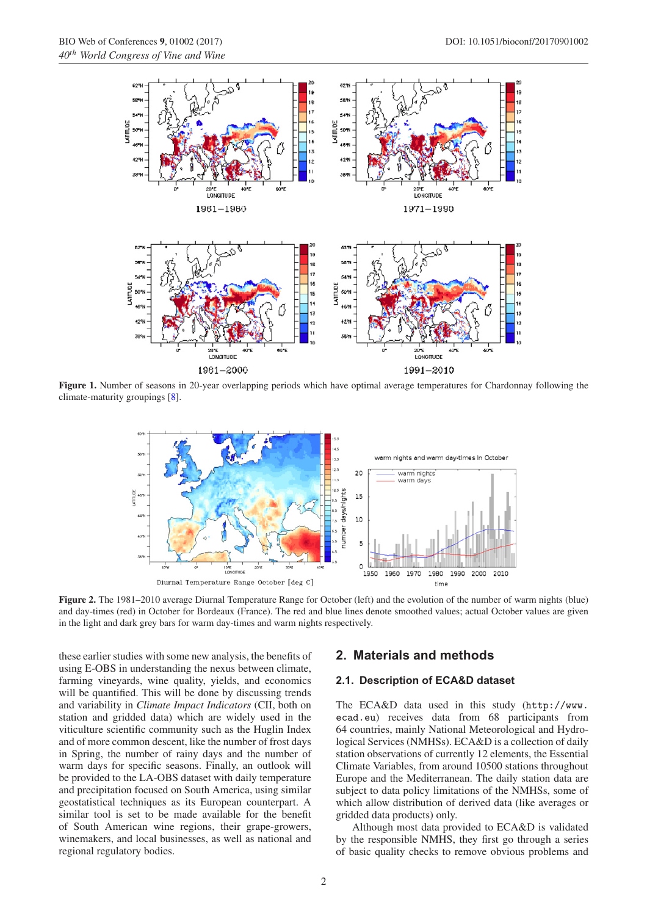Figure 1. Number of seasons in 20-year overlapping periods which have optimal average temperatures for Chardonnay following the climate-maturity groupings [8].

Figure 2. The 1981–2010 average Diurnal Temperature Range for October (left) and the evolution of the number of warm nights (blue) and day-times (red) in October for Bordeaux (France). The red and blue lines denote smoothed values; actual October values are given in the light and dark grey bars for warm day-times and warm nights respectively.

these earlier studies with some new analysis, the benefits of using E-OBS in understanding the nexus between climate, farming vineyards, wine quality, yields, and economics will be quantified. This will be done by discussing trends and variability in *Climate Impact Indicators* (CII, both on station and gridded data) which are widely used in the viticulture scientific community such as the Huglin Index and of more common descent, like the number of frost days in Spring, the number of rainy days and the number of warm days for specific seasons. Finally, an outlook will be provided to the LA-OBS dataset with daily temperature and precipitation focused on South America, using similar geostatistical techniques as its European counterpart. A similar tool is set to be made available for the benefit of South American wine regions, their grape-growers, winemakers, and local businesses, as well as national and regional regulatory bodies.

## 2. Materials and methods

### 2.1. Description of ECA&D dataset

The ECA&D data used in this study (`http://www.ecad.eu`) receives data from 68 participants from 64 countries, mainly National Meteorological and Hydrological Services (NMHSs). ECA&D is a collection of daily station observations of currently 12 elements, the Essential Climate Variables, from around 10500 stations throughout Europe and the Mediterranean. The daily station data are subject to data policy limitations of the NMHSs, some of which allow distribution of derived data (like averages or gridded data products) only.

Although most data provided to ECA&D is validated by the responsible NMHS, they first go through a series of basic quality checks to remove obvious problems and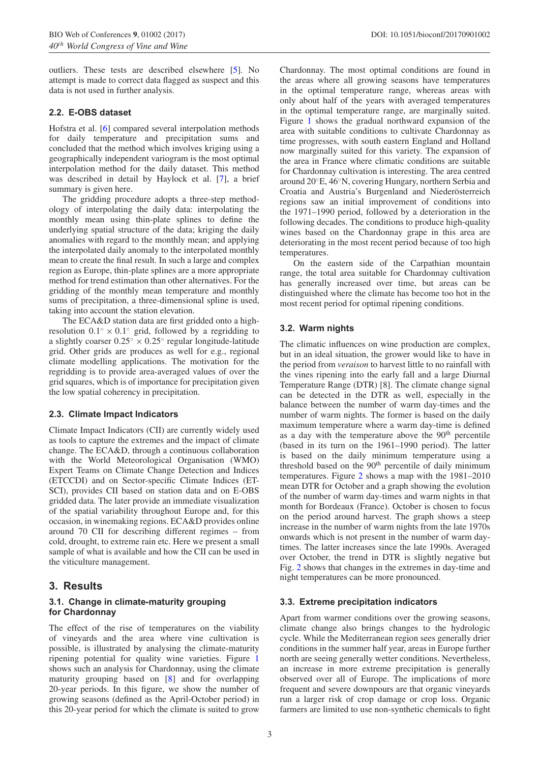outliers. These tests are described elsewhere [5]. No attempt is made to correct data flagged as suspect and this data is not used in further analysis.

### 2.2. E-OBS dataset

Hofstra et al. [6] compared several interpolation methods for daily temperature and precipitation sums and concluded that the method which involves kriging using a geographically independent variogram is the most optimal interpolation method for the daily dataset. This method was described in detail by Haylock et al. [7], a brief summary is given here.

The gridding procedure adopts a three-step methodology of interpolating the daily data: interpolating the monthly mean using thin-plate splines to define the underlying spatial structure of the data; kriging the daily anomalies with regard to the monthly mean; and applying the interpolated daily anomaly to the interpolated monthly mean to create the final result. In such a large and complex region as Europe, thin-plate splines are a more appropriate method for trend estimation than other alternatives. For the gridding of the monthly mean temperature and monthly sums of precipitation, a three-dimensional spline is used, taking into account the station elevation.

The ECA&D station data are first gridded onto a high-resolution $0.1^\circ \times 0.1^\circ$ grid, followed by a regridding to a slightly coarser $0.25^\circ \times 0.25^\circ$ regular longitude-latitude grid. Other grids are produces as well for e.g., regional climate modelling applications. The motivation for the regridding is to provide area-averaged values of over the grid squares, which is of importance for precipitation given the low spatial coherency in precipitation.

### 2.3. Climate Impact Indicators

Climate Impact Indicators (CII) are currently widely used as tools to capture the extremes and the impact of climate change. The ECA&D, through a continuous collaboration with the World Meteorological Organisation (WMO) Expert Teams on Climate Change Detection and Indices (ETCCDI) and on Sector-specific Climate Indices (ET-SCI), provides CII based on station data and on E-OBS gridded data. The later provide an immediate visualization of the spatial variability throughout Europe and, for this occasion, in winemaking regions. ECA&D provides online around 70 CII for describing different regimes – from cold, drought, to extreme rain etc. Here we present a small sample of what is available and how the CII can be used in the viticulture management.

## 3. Results

### 3.1. Change in climate-maturity grouping for Chardonnay

The effect of the rise of temperatures on the viability of vineyards and the area where vine cultivation is possible, is illustrated by analysing the climate-maturity ripening potential for quality wine varieties. Figure 1 shows such an analysis for Chardonnay, using the climate maturity grouping based on [8] and for overlapping 20-year periods. In this figure, we show the number of growing seasons (defined as the April-October period) in this 20-year period for which the climate is suited to grow Chardonnay. The most optimal conditions are found in the areas where all growing seasons have temperatures in the optimal temperature range, whereas areas with only about half of the years with averaged temperatures in the optimal temperature range, are marginally suited. Figure 1 shows the gradual northward expansion of the area with suitable conditions to cultivate Chardonnay as time progresses, with south eastern England and Holland now marginally suited for this variety. The expansion of the area in France where climatic conditions are suitable for Chardonnay cultivation is interesting. The area centred around 20°E, 46°N, covering Hungary, northern Serbia and Croatia and Austria's Burgenland and Niederösterreich regions saw an initial improvement of conditions into the 1971–1990 period, followed by a deterioration in the following decades. The conditions to produce high-quality wines based on the Chardonnay grape in this area are deteriorating in the most recent period because of too high temperatures.

On the eastern side of the Carpathian mountain range, the total area suitable for Chardonnay cultivation has generally increased over time, but areas can be distinguished where the climate has become too hot in the most recent period for optimal ripening conditions.

### 3.2. Warm nights

The climatic influences on wine production are complex, but in an ideal situation, the grower would like to have in the period from *veraison* to harvest little to no rainfall with the vines ripening into the early fall and a large Diurnal Temperature Range (DTR) [8]. The climate change signal can be detected in the DTR as well, especially in the balance between the number of warm day-times and the number of warm nights. The former is based on the daily maximum temperature where a warm day-time is defined as a day with the temperature above the 90$^{\text{th}}$ percentile (based in its turn on the 1961–1990 period). The latter is based on the daily minimum temperature using a threshold based on the 90$^{\text{th}}$ percentile of daily minimum temperatures. Figure 2 shows a map with the 1981–2010 mean DTR for October and a graph showing the evolution of the number of warm day-times and warm nights in that month for Bordeaux (France). October is chosen to focus on the period around harvest. The graph shows a steep increase in the number of warm nights from the late 1970s onwards which is not present in the number of warm day-times. The latter increases since the late 1990s. Averaged over October, the trend in DTR is slightly negative but Fig. 2 shows that changes in the extremes in day-time and night temperatures can be more pronounced.

### 3.3. Extreme precipitation indicators

Apart from warmer conditions over the growing seasons, climate change also brings changes to the hydrologic cycle. While the Mediterranean region sees generally drier conditions in the summer half year, areas in Europe further north are seeing generally wetter conditions. Nevertheless, an increase in more extreme precipitation is generally observed over all of Europe. The implications of more frequent and severe downpours are that organic vineyards run a larger risk of crop damage or crop loss. Organic farmers are limited to use non-synthetic chemicals to fight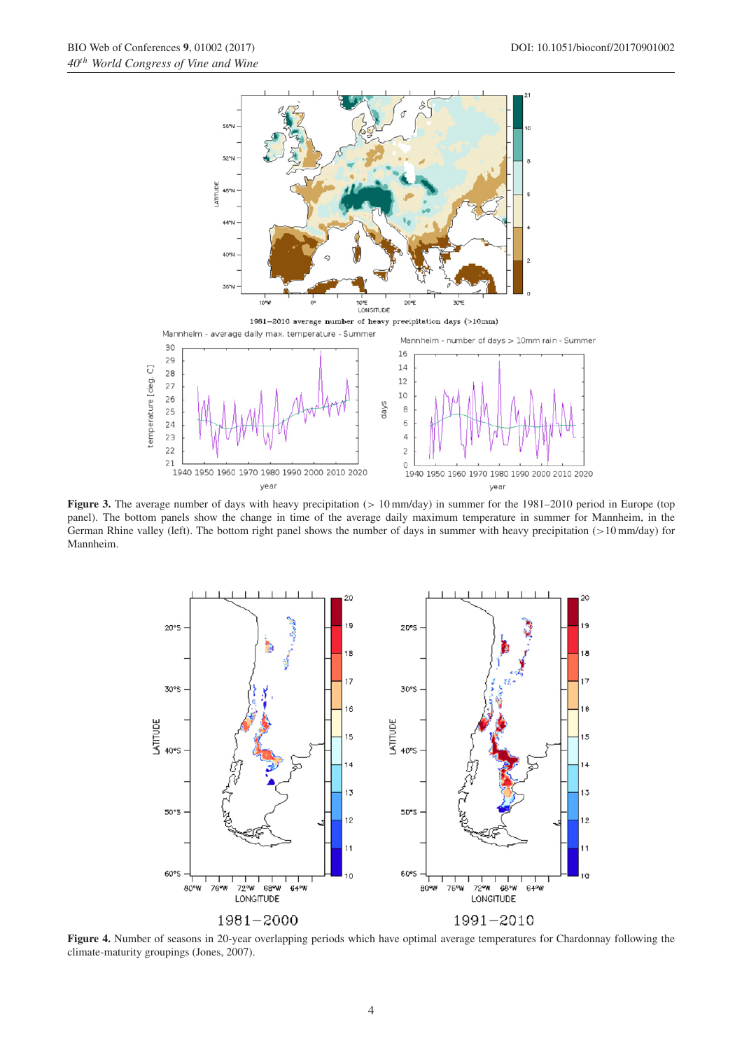**Figure 3.** The average number of days with heavy precipitation (> 10 mm/day) in summer for the 1981–2010 period in Europe (top panel). The bottom panels show the change in time of the average daily maximum temperature in summer for Mannheim, in the German Rhine valley (left). The bottom right panel shows the number of days in summer with heavy precipitation (>10 mm/day) for Mannheim.

**Figure 4.** Number of seasons in 20-year overlapping periods which have optimal average temperatures for Chardonnay following the climate-maturity groupings (Jones, 2007).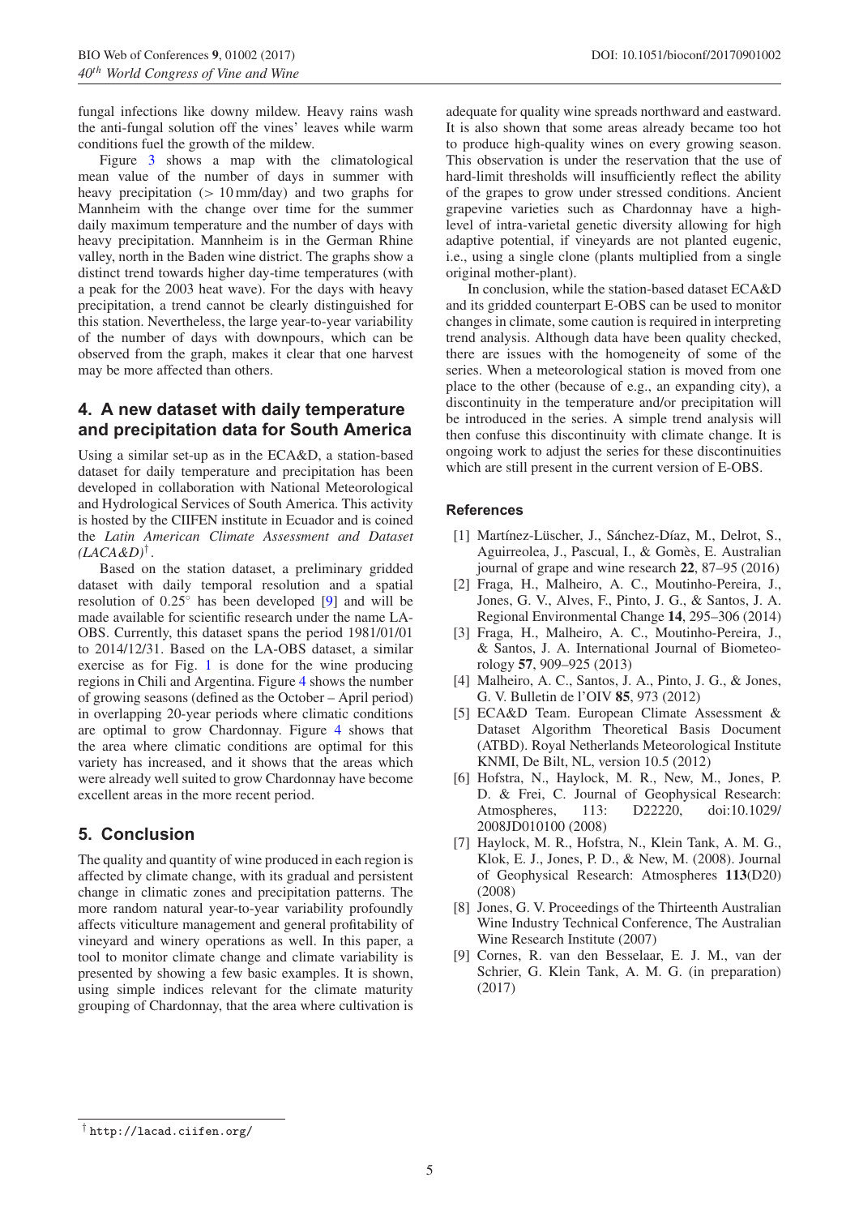fungal infections like downy mildew. Heavy rains wash the anti-fungal solution off the vines' leaves while warm conditions fuel the growth of the mildew.

Figure 3 shows a map with the climatological mean value of the number of days in summer with heavy precipitation (> 10 mm/day) and two graphs for Mannheim with the change over time for the summer daily maximum temperature and the number of days with heavy precipitation. Mannheim is in the German Rhine valley, north in the Baden wine district. The graphs show a distinct trend towards higher day-time temperatures (with a peak for the 2003 heat wave). For the days with heavy precipitation, a trend cannot be clearly distinguished for this station. Nevertheless, the large year-to-year variability of the number of days with downpours, which can be observed from the graph, makes it clear that one harvest may be more affected than others.

## 4. A new dataset with daily temperature and precipitation data for South America

Using a similar set-up as in the ECA&D, a station-based dataset for daily temperature and precipitation has been developed in collaboration with National Meteorological and Hydrological Services of South America. This activity is hosted by the CIIFEN institute in Ecuador and is coined the *Latin American Climate Assessment and Dataset (LACA&D)*[†].

Based on the station dataset, a preliminary gridded dataset with daily temporal resolution and a spatial resolution of 0.25° has been developed [9] and will be made available for scientific research under the name LA-OBS. Currently, this dataset spans the period 1981/01/01 to 2014/12/31. Based on the LA-OBS dataset, a similar exercise as for Fig. 1 is done for the wine producing regions in Chili and Argentina. Figure 4 shows the number of growing seasons (defined as the October – April period) in overlapping 20-year periods where climatic conditions are optimal to grow Chardonnay. Figure 4 shows that the area where climatic conditions are optimal for this variety has increased, and it shows that the areas which were already well suited to grow Chardonnay have become excellent areas in the more recent period.

## 5. Conclusion

The quality and quantity of wine produced in each region is affected by climate change, with its gradual and persistent change in climatic zones and precipitation patterns. The more random natural year-to-year variability profoundly affects viticulture management and general profitability of vineyard and winery operations as well. In this paper, a tool to monitor climate change and climate variability is presented by showing a few basic examples. It is shown, using simple indices relevant for the climate maturity grouping of Chardonnay, that the area where cultivation is adequate for quality wine spreads northward and eastward. It is also shown that some areas already became too hot to produce high-quality wines on every growing season. This observation is under the reservation that the use of hard-limit thresholds will insufficiently reflect the ability of the grapes to grow under stressed conditions. Ancient grapevine varieties such as Chardonnay have a high-level of intra-varietal genetic diversity allowing for high adaptive potential, if vineyards are not planted eugenic, i.e., using a single clone (plants multiplied from a single original mother-plant).

In conclusion, while the station-based dataset ECA&D and its gridded counterpart E-OBS can be used to monitor changes in climate, some caution is required in interpreting trend analysis. Although data have been quality checked, there are issues with the homogeneity of some of the series. When a meteorological station is moved from one place to the other (because of e.g., an expanding city), a discontinuity in the temperature and/or precipitation will be introduced in the series. A simple trend analysis will then confuse this discontinuity with climate change. It is ongoing work to adjust the series for these discontinuities which are still present in the current version of E-OBS.

### References

[1] Martínez-Lüscher, J., Sánchez-Díaz, M., Delrot, S., Aguirreolea, J., Pascual, I., & Gomès, E. Australian journal of grape and wine research **22**, 87–95 (2016)

[2] Fraga, H., Malheiro, A. C., Moutinho-Pereira, J., Jones, G. V., Alves, F., Pinto, J. G., & Santos, J. A. Regional Environmental Change **14**, 295–306 (2014)

[3] Fraga, H., Malheiro, A. C., Moutinho-Pereira, J., & Santos, J. A. International Journal of Biometeorology **57**, 909–925 (2013)

[4] Malheiro, A. C., Santos, J. A., Pinto, J. G., & Jones, G. V. Bulletin de l'OIV **85**, 973 (2012)

[5] ECA&D Team. European Climate Assessment & Dataset Algorithm Theoretical Basis Document (ATBD). Royal Netherlands Meteorological Institute KNMI, De Bilt, NL, version 10.5 (2012)

[6] Hofstra, N., Haylock, M. R., New, M., Jones, P. D. & Frei, C. Journal of Geophysical Research: Atmospheres, 113: D22220, doi:10.1029/2008JD010100 (2008)

[7] Haylock, M. R., Hofstra, N., Klein Tank, A. M. G., Klok, E. J., Jones, P. D., & New, M. (2008). Journal of Geophysical Research: Atmospheres **113**(D20) (2008)

[8] Jones, G. V. Proceedings of the Thirteenth Australian Wine Industry Technical Conference, The Australian Wine Research Institute (2007)

[9] Cornes, R. van den Besselaar, E. J. M., van der Schrier, G. Klein Tank, A. M. G. (in preparation) (2017)

---

[†] http://lacad.ciifen.org/